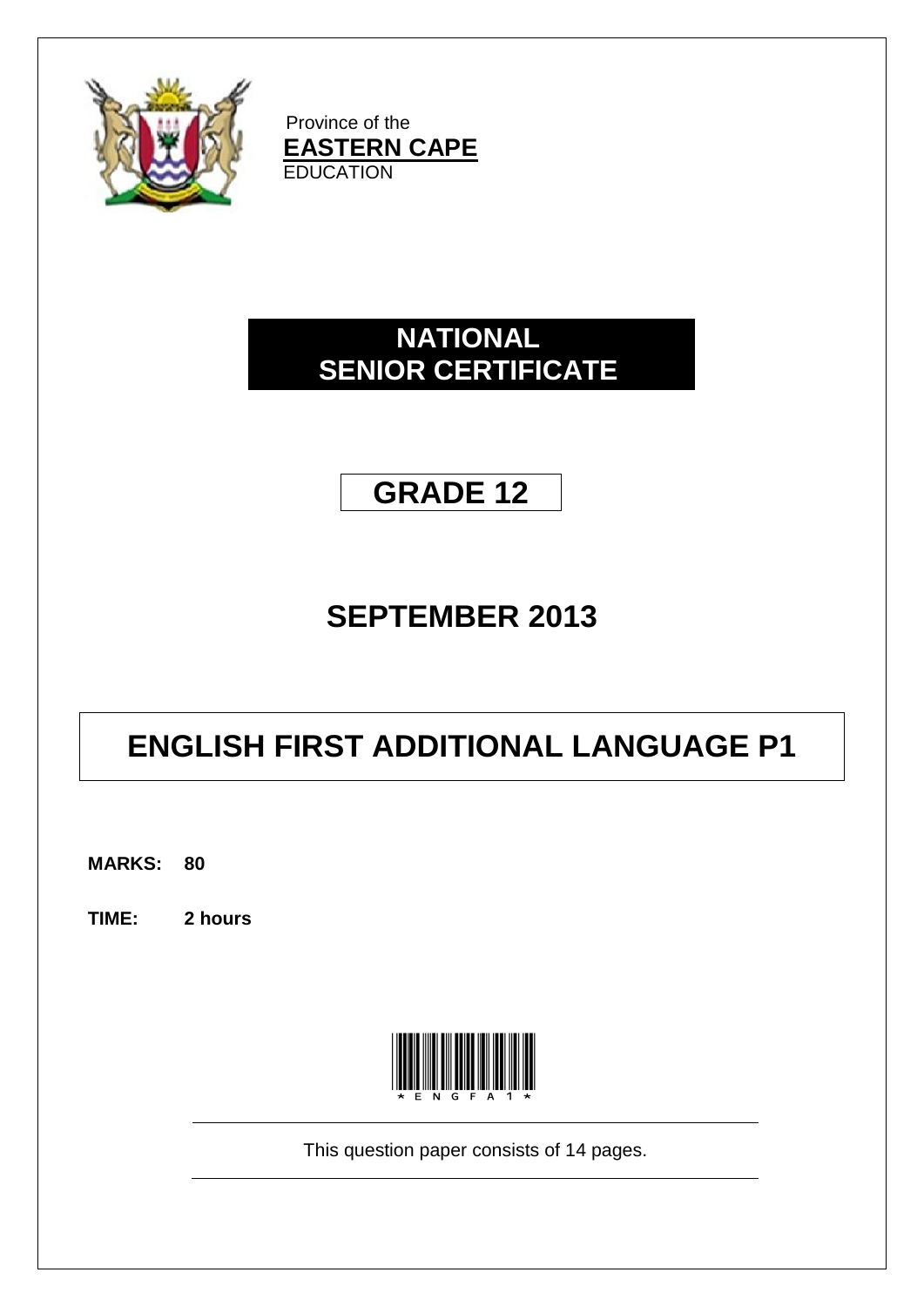Province of the

**EASTERN CAPE**

EDUCATION

# NATIONAL SENIOR CERTIFICATE

# GRADE 12

## SEPTEMBER 2013

# ENGLISH FIRST ADDITIONAL LANGUAGE P1

**MARKS: 80**

**TIME: 2 hours**

*ENGFA1*

This question paper consists of 14 pages.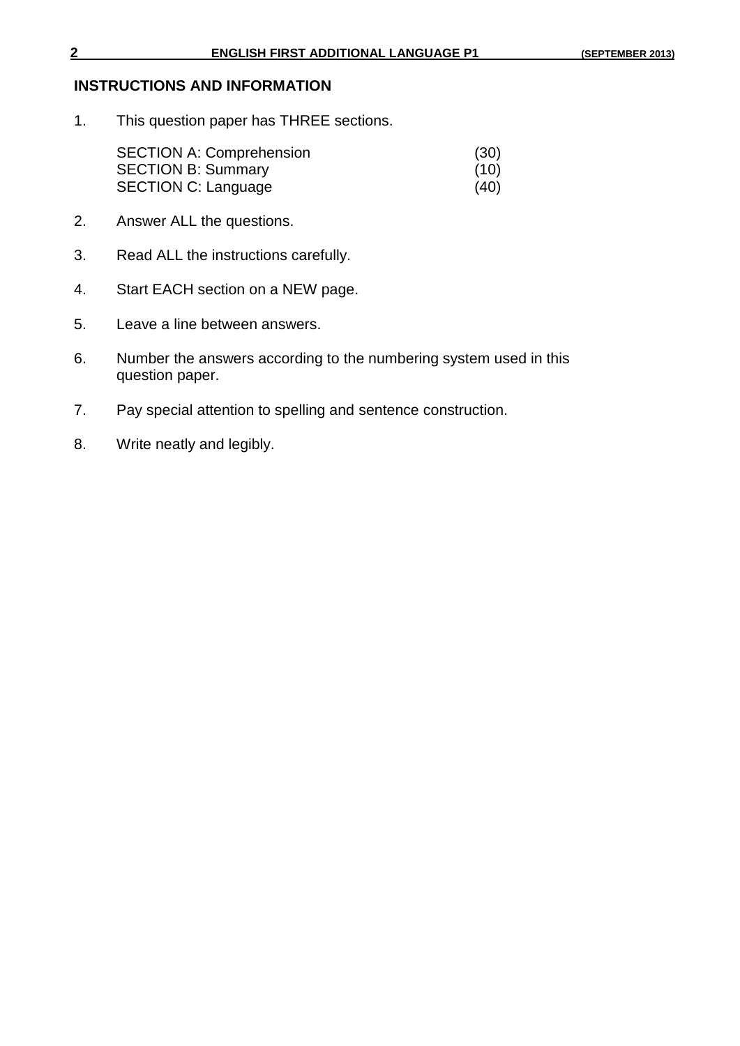## INSTRUCTIONS AND INFORMATION

1. This question paper has THREE sections.

   SECTION A: Comprehension (30)
   SECTION B: Summary (10)
   SECTION C: Language (40)

2. Answer ALL the questions.

3. Read ALL the instructions carefully.

4. Start EACH section on a NEW page.

5. Leave a line between answers.

6. Number the answers according to the numbering system used in this question paper.

7. Pay special attention to spelling and sentence construction.

8. Write neatly and legibly.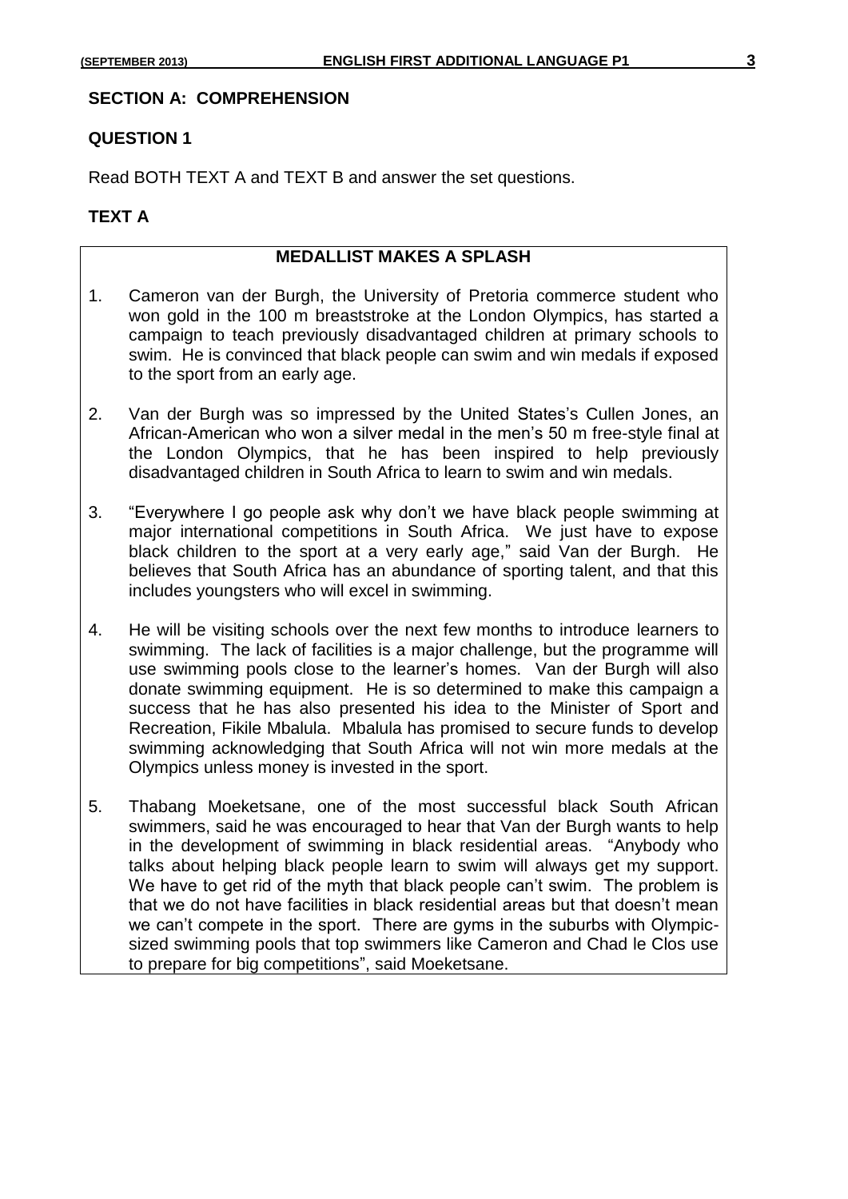## SECTION A: COMPREHENSION

### QUESTION 1

Read BOTH TEXT A and TEXT B and answer the set questions.

### TEXT A

**MEDALLIST MAKES A SPLASH**

1. Cameron van der Burgh, the University of Pretoria commerce student who won gold in the 100 m breaststroke at the London Olympics, has started a campaign to teach previously disadvantaged children at primary schools to swim. He is convinced that black people can swim and win medals if exposed to the sport from an early age.

2. Van der Burgh was so impressed by the United States's Cullen Jones, an African-American who won a silver medal in the men's 50 m free-style final at the London Olympics, that he has been inspired to help previously disadvantaged children in South Africa to learn to swim and win medals.

3. "Everywhere I go people ask why don't we have black people swimming at major international competitions in South Africa. We just have to expose black children to the sport at a very early age," said Van der Burgh. He believes that South Africa has an abundance of sporting talent, and that this includes youngsters who will excel in swimming.

4. He will be visiting schools over the next few months to introduce learners to swimming. The lack of facilities is a major challenge, but the programme will use swimming pools close to the learner's homes. Van der Burgh will also donate swimming equipment. He is so determined to make this campaign a success that he has also presented his idea to the Minister of Sport and Recreation, Fikile Mbalula. Mbalula has promised to secure funds to develop swimming acknowledging that South Africa will not win more medals at the Olympics unless money is invested in the sport.

5. Thabang Moeketsane, one of the most successful black South African swimmers, said he was encouraged to hear that Van der Burgh wants to help in the development of swimming in black residential areas. "Anybody who talks about helping black people learn to swim will always get my support. We have to get rid of the myth that black people can't swim. The problem is that we do not have facilities in black residential areas but that doesn't mean we can't compete in the sport. There are gyms in the suburbs with Olympic-sized swimming pools that top swimmers like Cameron and Chad le Clos use to prepare for big competitions", said Moeketsane.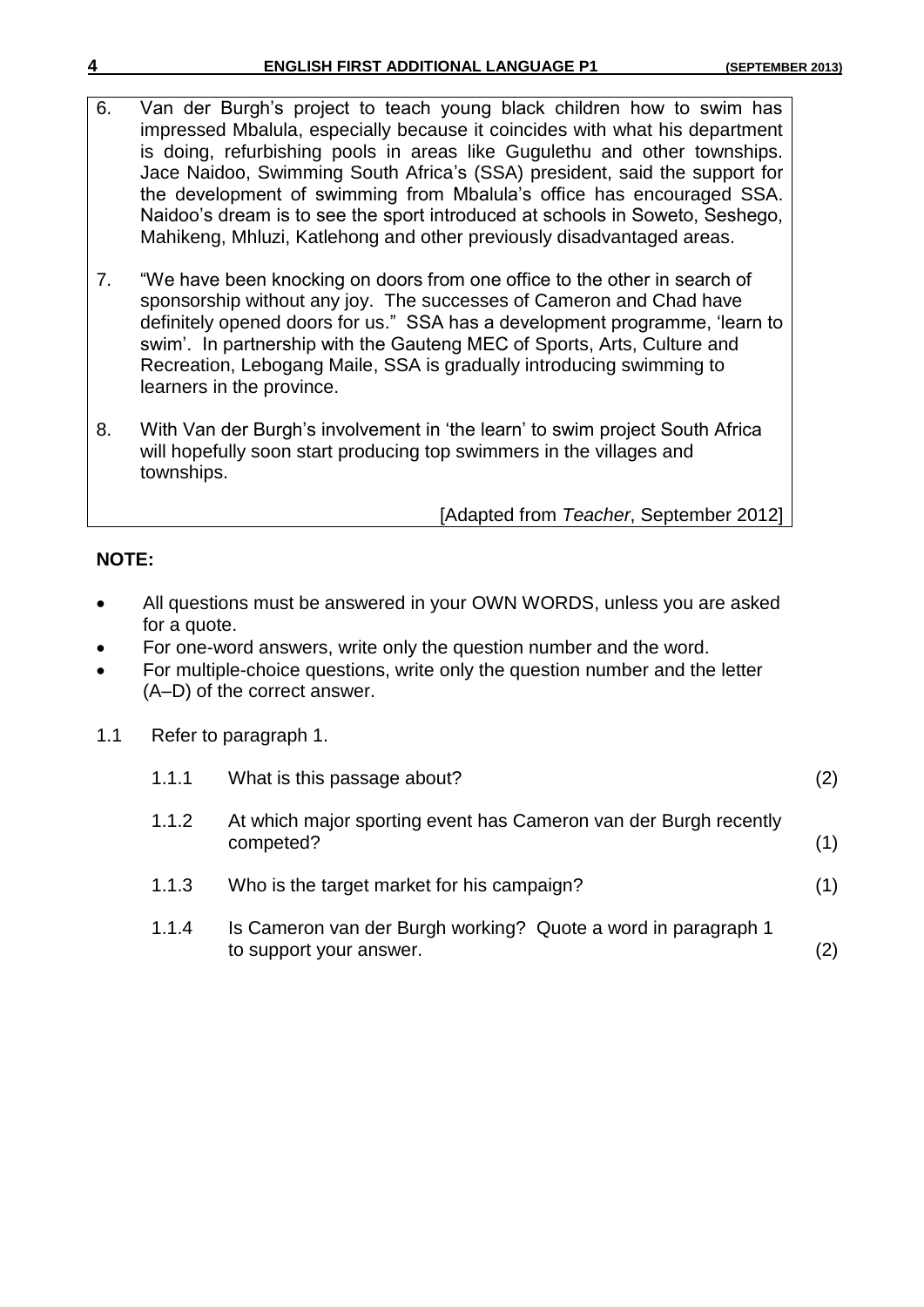6. Van der Burgh's project to teach young black children how to swim has impressed Mbalula, especially because it coincides with what his department is doing, refurbishing pools in areas like Gugulethu and other townships. Jace Naidoo, Swimming South Africa's (SSA) president, said the support for the development of swimming from Mbalula's office has encouraged SSA. Naidoo's dream is to see the sport introduced at schools in Soweto, Seshego, Mahikeng, Mhluzi, Katlehong and other previously disadvantaged areas.

7. "We have been knocking on doors from one office to the other in search of sponsorship without any joy. The successes of Cameron and Chad have definitely opened doors for us." SSA has a development programme, 'learn to swim'. In partnership with the Gauteng MEC of Sports, Arts, Culture and Recreation, Lebogang Maile, SSA is gradually introducing swimming to learners in the province.

8. With Van der Burgh's involvement in 'the learn' to swim project South Africa will hopefully soon start producing top swimmers in the villages and townships.

[Adapted from *Teacher*, September 2012]

**NOTE:**

- All questions must be answered in your OWN WORDS, unless you are asked for a quote.
- For one-word answers, write only the question number and the word.
- For multiple-choice questions, write only the question number and the letter (A–D) of the correct answer.

1.1 Refer to paragraph 1.

1.1.1 What is this passage about? (2)

1.1.2 At which major sporting event has Cameron van der Burgh recently competed? (1)

1.1.3 Who is the target market for his campaign? (1)

1.1.4 Is Cameron van der Burgh working? Quote a word in paragraph 1 to support your answer. (2)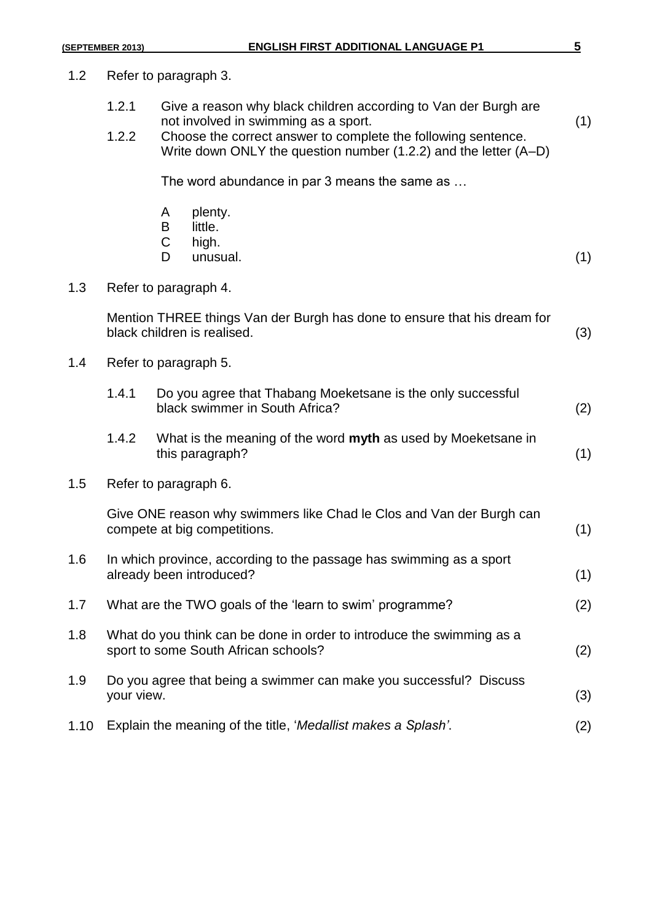1.2 Refer to paragraph 3.

1.2.1 Give a reason why black children according to Van der Burgh are not involved in swimming as a sport. (1)

1.2.2 Choose the correct answer to complete the following sentence. Write down ONLY the question number (1.2.2) and the letter (A–D)

The word abundance in par 3 means the same as …

- A plenty.
- B little.
- C high.
- D unusual. (1)

1.3 Refer to paragraph 4.

Mention THREE things Van der Burgh has done to ensure that his dream for black children is realised. (3)

1.4 Refer to paragraph 5.

1.4.1 Do you agree that Thabang Moeketsane is the only successful black swimmer in South Africa? (2)

1.4.2 What is the meaning of the word **myth** as used by Moeketsane in this paragraph? (1)

1.5 Refer to paragraph 6.

Give ONE reason why swimmers like Chad le Clos and Van der Burgh can compete at big competitions. (1)

1.6 In which province, according to the passage has swimming as a sport already been introduced? (1)

1.7 What are the TWO goals of the 'learn to swim' programme? (2)

1.8 What do you think can be done in order to introduce the swimming as a sport to some South African schools? (2)

1.9 Do you agree that being a swimmer can make you successful? Discuss your view. (3)

1.10 Explain the meaning of the title, '*Medallist makes a Splash'*. (2)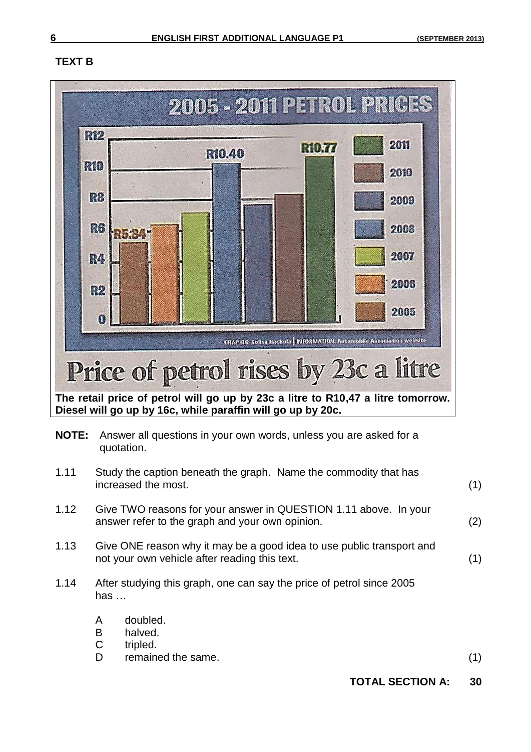## TEXT B

2005 - 2011 PETROL PRICES

R12
R10
R8
R6
R4
R2
0

R5.34
R10.40
R10.77

2011
2010
2009
2008
2007
2006
2005

GRAPHIC: Xolisa Hackula | INFORMATION: Automobile Association website

# Price of petrol rises by 23c a litre

**The retail price of petrol will go up by 23c a litre to R10,47 a litre tomorrow. Diesel will go up by 16c, while paraffin will go up by 20c.**

**NOTE:** Answer all questions in your own words, unless you are asked for a quotation.

1.11 Study the caption beneath the graph. Name the commodity that has increased the most. (1)

1.12 Give TWO reasons for your answer in QUESTION 1.11 above. In your answer refer to the graph and your own opinion. (2)

1.13 Give ONE reason why it may be a good idea to use public transport and not your own vehicle after reading this text. (1)

1.14 After studying this graph, one can say the price of petrol since 2005 has …

- A doubled.
- B halved.
- C tripled.
- D remained the same. (1)

**TOTAL SECTION A: 30**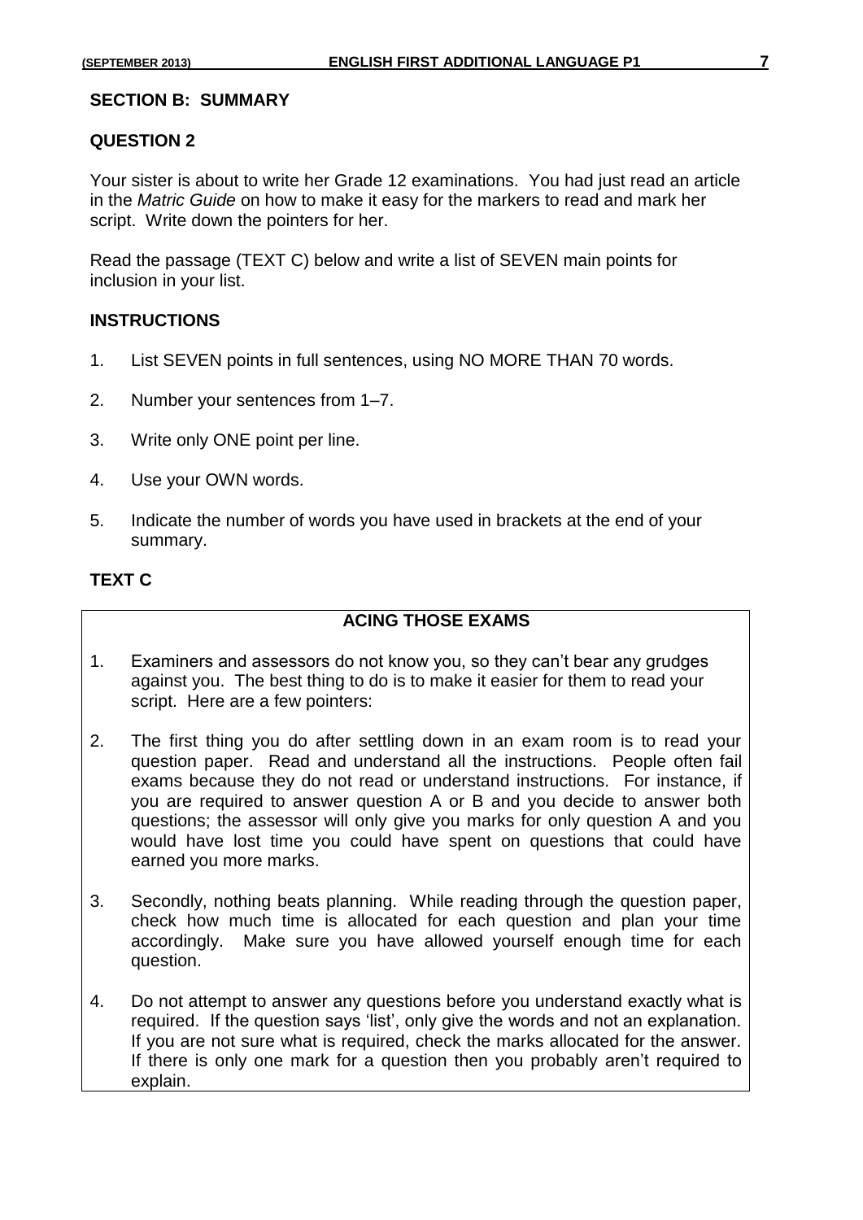## SECTION B: SUMMARY

### QUESTION 2

Your sister is about to write her Grade 12 examinations. You had just read an article in the *Matric Guide* on how to make it easy for the markers to read and mark her script. Write down the pointers for her.

Read the passage (TEXT C) below and write a list of SEVEN main points for inclusion in your list.

### INSTRUCTIONS

1. List SEVEN points in full sentences, using NO MORE THAN 70 words.
2. Number your sentences from 1–7.
3. Write only ONE point per line.
4. Use your OWN words.
5. Indicate the number of words you have used in brackets at the end of your summary.

### TEXT C

**ACING THOSE EXAMS**

1. Examiners and assessors do not know you, so they can't bear any grudges against you. The best thing to do is to make it easier for them to read your script. Here are a few pointers:

2. The first thing you do after settling down in an exam room is to read your question paper. Read and understand all the instructions. People often fail exams because they do not read or understand instructions. For instance, if you are required to answer question A or B and you decide to answer both questions; the assessor will only give you marks for only question A and you would have lost time you could have spent on questions that could have earned you more marks.

3. Secondly, nothing beats planning. While reading through the question paper, check how much time is allocated for each question and plan your time accordingly. Make sure you have allowed yourself enough time for each question.

4. Do not attempt to answer any questions before you understand exactly what is required. If the question says 'list', only give the words and not an explanation. If you are not sure what is required, check the marks allocated for the answer. If there is only one mark for a question then you probably aren't required to explain.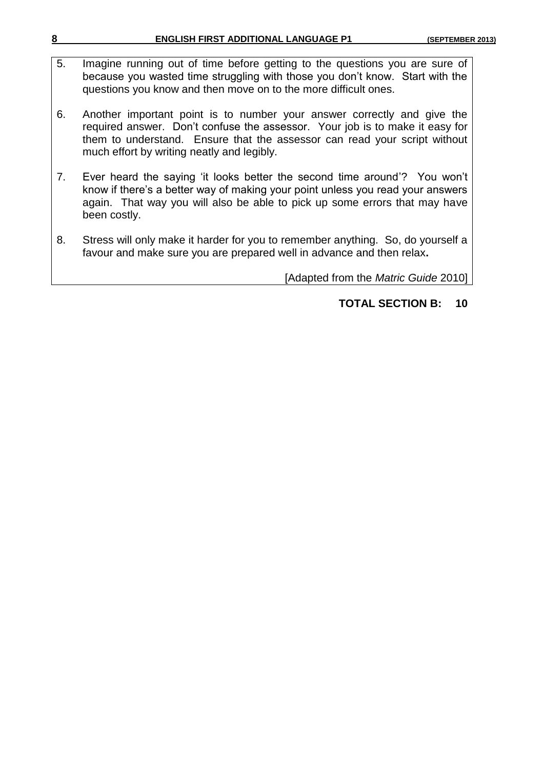5. Imagine running out of time before getting to the questions you are sure of because you wasted time struggling with those you don't know. Start with the questions you know and then move on to the more difficult ones.

6. Another important point is to number your answer correctly and give the required answer. Don't confuse the assessor. Your job is to make it easy for them to understand. Ensure that the assessor can read your script without much effort by writing neatly and legibly.

7. Ever heard the saying 'it looks better the second time around'? You won't know if there's a better way of making your point unless you read your answers again. That way you will also be able to pick up some errors that may have been costly.

8. Stress will only make it harder for you to remember anything. So, do yourself a favour and make sure you are prepared well in advance and then relax**.**

[Adapted from the *Matric Guide* 2010]

**TOTAL SECTION B: 10**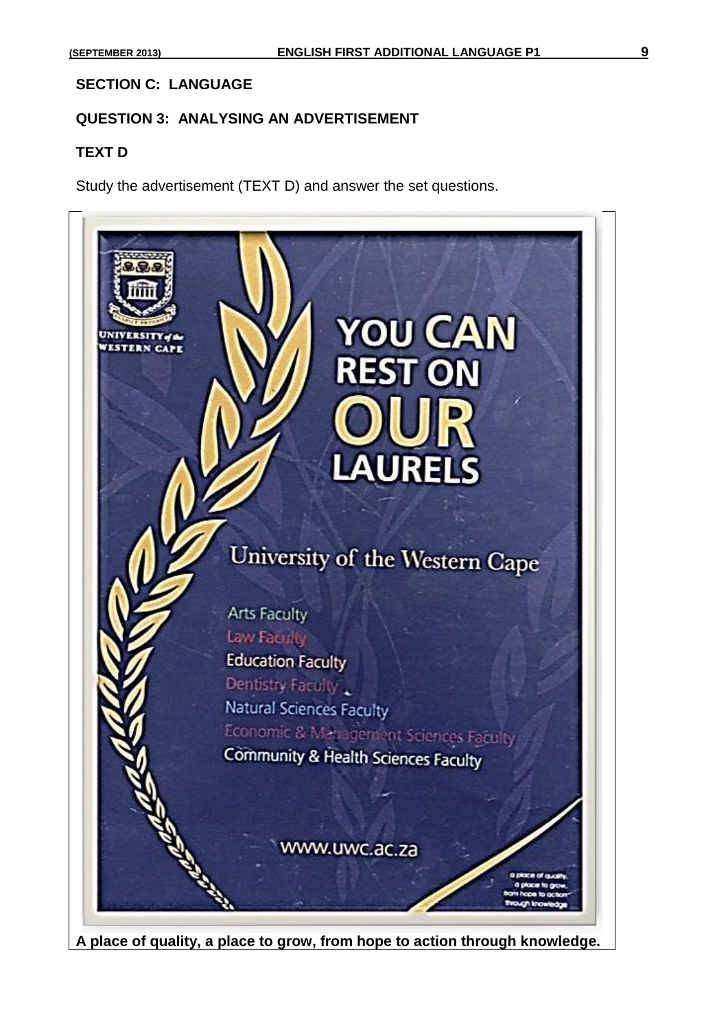## SECTION C: LANGUAGE

### QUESTION 3: ANALYSING AN ADVERTISEMENT

**TEXT D**

Study the advertisement (TEXT D) and answer the set questions.

UNIVERSITY of the WESTERN CAPE

YOU CAN
REST ON
OUR
LAURELS

University of the Western Cape

Arts Faculty
Law Faculty
Education Faculty
Dentistry Faculty
Natural Sciences Faculty
Economic & Management Sciences Faculty
Community & Health Sciences Faculty

www.uwc.ac.za

a place of quality,
a place to grow,
from hope to action
through knowledge

**A place of quality, a place to grow, from hope to action through knowledge.**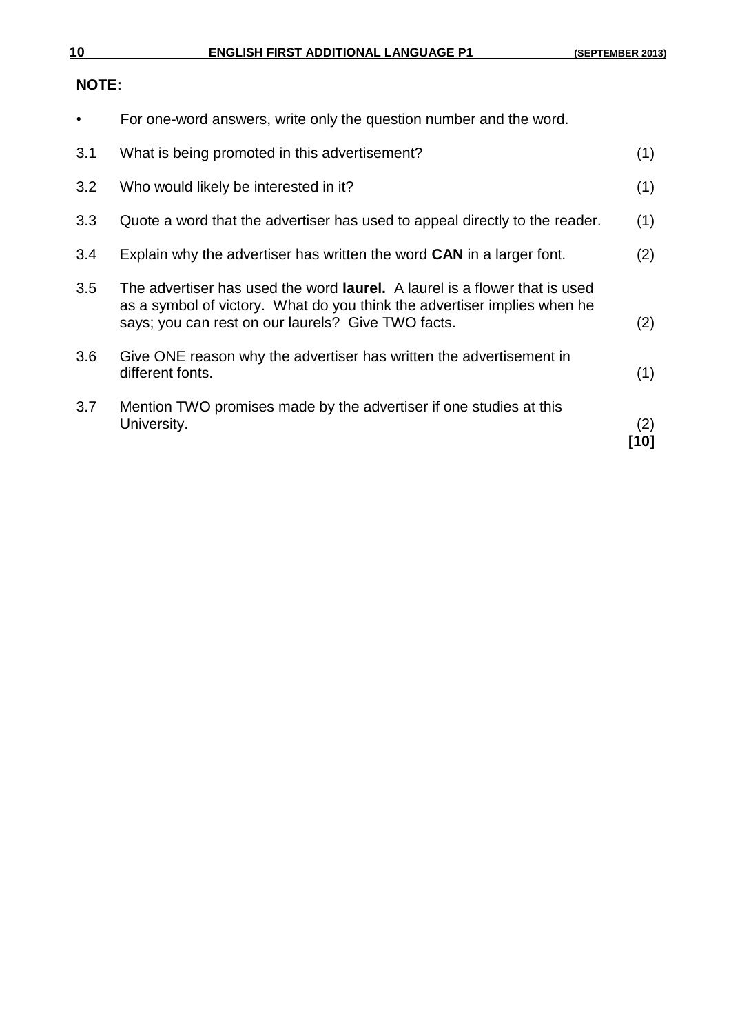**NOTE:**

- For one-word answers, write only the question number and the word.

3.1 What is being promoted in this advertisement? (1)

3.2 Who would likely be interested in it? (1)

3.3 Quote a word that the advertiser has used to appeal directly to the reader. (1)

3.4 Explain why the advertiser has written the word **CAN** in a larger font. (2)

3.5 The advertiser has used the word **laurel.** A laurel is a flower that is used as a symbol of victory. What do you think the advertiser implies when he says; you can rest on our laurels? Give TWO facts. (2)

3.6 Give ONE reason why the advertiser has written the advertisement in different fonts. (1)

3.7 Mention TWO promises made by the advertiser if one studies at this University. (2)

**[10]**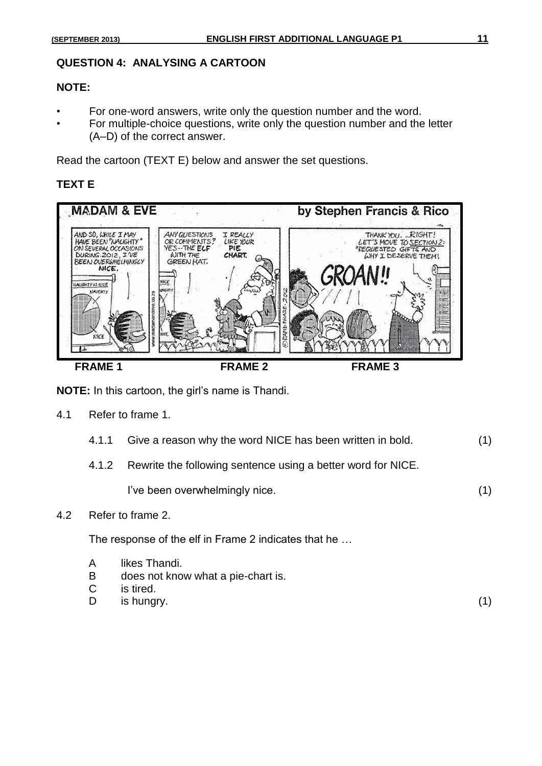## QUESTION 4: ANALYSING A CARTOON

**NOTE:**

- For one-word answers, write only the question number and the word.
- For multiple-choice questions, write only the question number and the letter (A–D) of the correct answer.

Read the cartoon (TEXT E) below and answer the set questions.

**TEXT E**

**FRAME 1** **FRAME 2** **FRAME 3**

**NOTE:** In this cartoon, the girl's name is Thandi.

4.1 Refer to frame 1.

4.1.1 Give a reason why the word NICE has been written in bold. (1)

4.1.2 Rewrite the following sentence using a better word for NICE.

I've been overwhelmingly nice. (1)

4.2 Refer to frame 2.

The response of the elf in Frame 2 indicates that he …

A likes Thandi.
B does not know what a pie-chart is.
C is tired.
D is hungry. (1)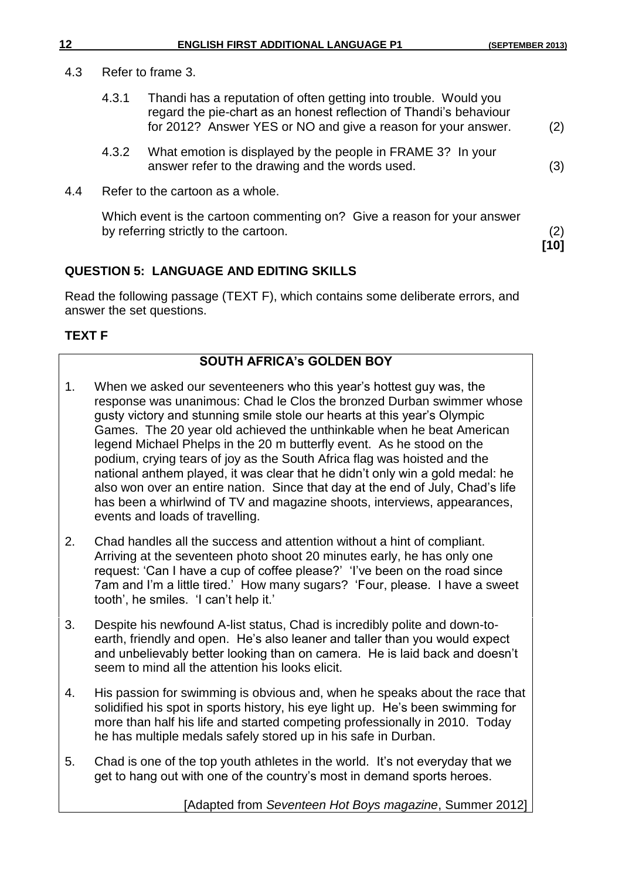4.3 Refer to frame 3.

4.3.1 Thandi has a reputation of often getting into trouble. Would you regard the pie-chart as an honest reflection of Thandi's behaviour for 2012? Answer YES or NO and give a reason for your answer. (2)

4.3.2 What emotion is displayed by the people in FRAME 3? In your answer refer to the drawing and the words used. (3)

4.4 Refer to the cartoon as a whole.

Which event is the cartoon commenting on? Give a reason for your answer by referring strictly to the cartoon. (2)

**[10]**

## QUESTION 5: LANGUAGE AND EDITING SKILLS

Read the following passage (TEXT F), which contains some deliberate errors, and answer the set questions.

### TEXT F

**SOUTH AFRICA's GOLDEN BOY**

1. When we asked our seventeeners who this year's hottest guy was, the response was unanimous: Chad le Clos the bronzed Durban swimmer whose gusty victory and stunning smile stole our hearts at this year's Olympic Games. The 20 year old achieved the unthinkable when he beat American legend Michael Phelps in the 20 m butterfly event. As he stood on the podium, crying tears of joy as the South Africa flag was hoisted and the national anthem played, it was clear that he didn't only win a gold medal: he also won over an entire nation. Since that day at the end of July, Chad's life has been a whirlwind of TV and magazine shoots, interviews, appearances, events and loads of travelling.

2. Chad handles all the success and attention without a hint of compliant. Arriving at the seventeen photo shoot 20 minutes early, he has only one request: 'Can I have a cup of coffee please?' 'I've been on the road since 7am and I'm a little tired.' How many sugars? 'Four, please. I have a sweet tooth', he smiles. 'I can't help it.'

3. Despite his newfound A-list status, Chad is incredibly polite and down-to-earth, friendly and open. He's also leaner and taller than you would expect and unbelievably better looking than on camera. He is laid back and doesn't seem to mind all the attention his looks elicit.

4. His passion for swimming is obvious and, when he speaks about the race that solidified his spot in sports history, his eye light up. He's been swimming for more than half his life and started competing professionally in 2010. Today he has multiple medals safely stored up in his safe in Durban.

5. Chad is one of the top youth athletes in the world. It's not everyday that we get to hang out with one of the country's most in demand sports heroes.

[Adapted from *Seventeen Hot Boys magazine*, Summer 2012]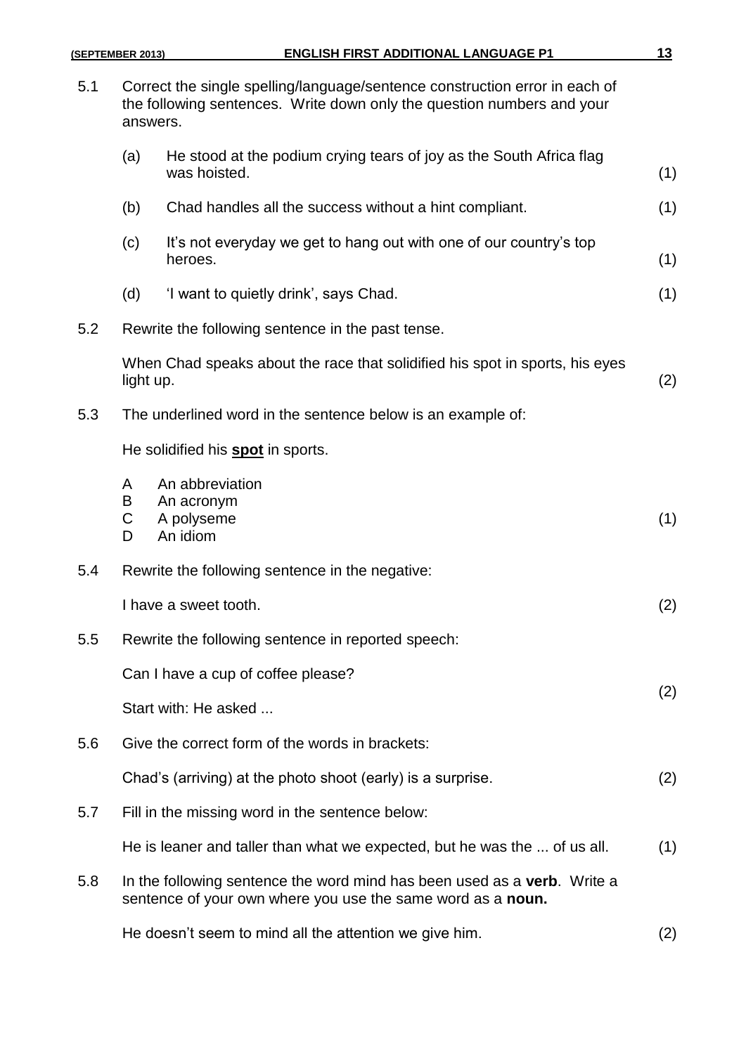5.1 Correct the single spelling/language/sentence construction error in each of the following sentences. Write down only the question numbers and your answers.

(a) He stood at the podium crying tears of joy as the South Africa flag was hoisted. (1)

(b) Chad handles all the success without a hint compliant. (1)

(c) It's not everyday we get to hang out with one of our country's top heroes. (1)

(d) 'I want to quietly drink', says Chad. (1)

5.2 Rewrite the following sentence in the past tense.

When Chad speaks about the race that solidified his spot in sports, his eyes light up. (2)

5.3 The underlined word in the sentence below is an example of:

He solidified his **<u>spot</u>** in sports.

A An abbreviation
B An acronym
C A polyseme
D An idiom
(1)

5.4 Rewrite the following sentence in the negative:

I have a sweet tooth. (2)

5.5 Rewrite the following sentence in reported speech:

Can I have a cup of coffee please?

Start with: He asked ... (2)

5.6 Give the correct form of the words in brackets:

Chad's (arriving) at the photo shoot (early) is a surprise. (2)

5.7 Fill in the missing word in the sentence below:

He is leaner and taller than what we expected, but he was the ... of us all. (1)

5.8 In the following sentence the word mind has been used as a **verb**. Write a sentence of your own where you use the same word as a **noun.**

He doesn't seem to mind all the attention we give him. (2)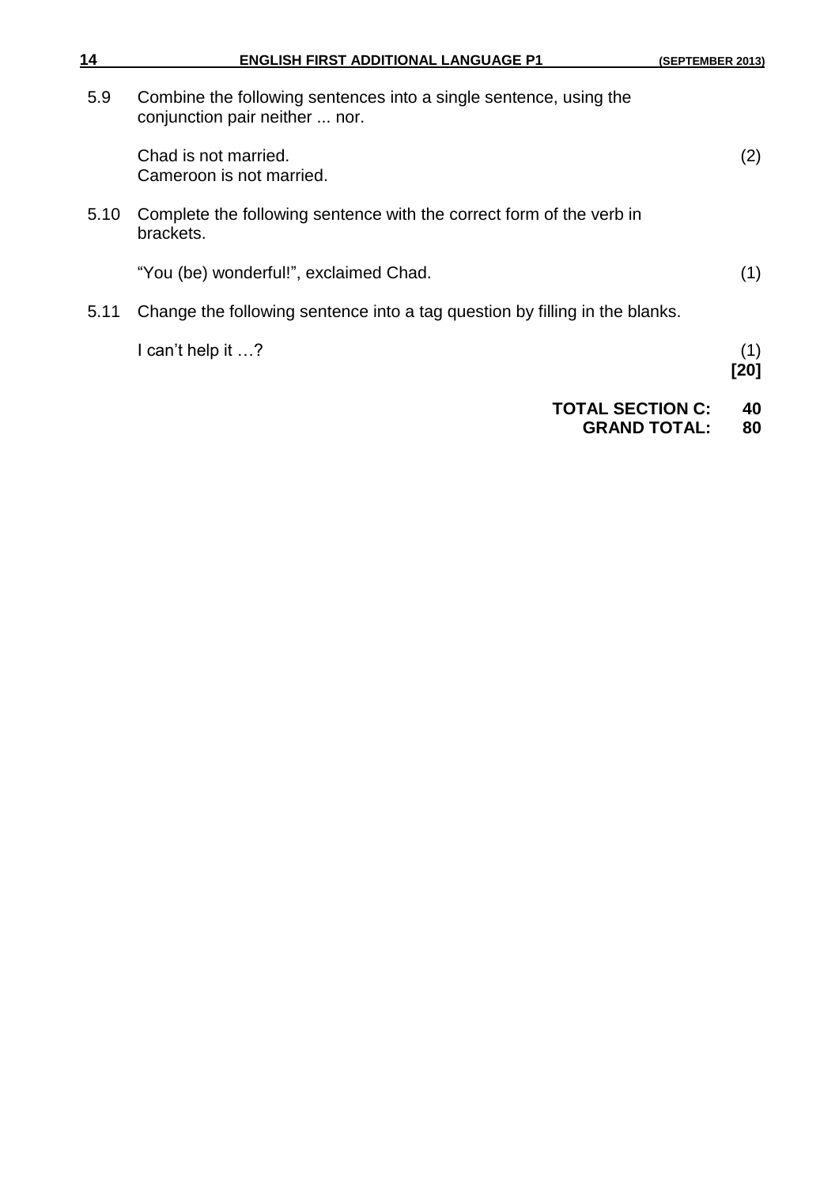5.9 Combine the following sentences into a single sentence, using the conjunction pair neither ... nor.

Chad is not married.
Cameroon is not married. (2)

5.10 Complete the following sentence with the correct form of the verb in brackets.

"You (be) wonderful!", exclaimed Chad. (1)

5.11 Change the following sentence into a tag question by filling in the blanks.

I can't help it …? (1)
**[20]**

**TOTAL SECTION C: 40**
**GRAND TOTAL: 80**